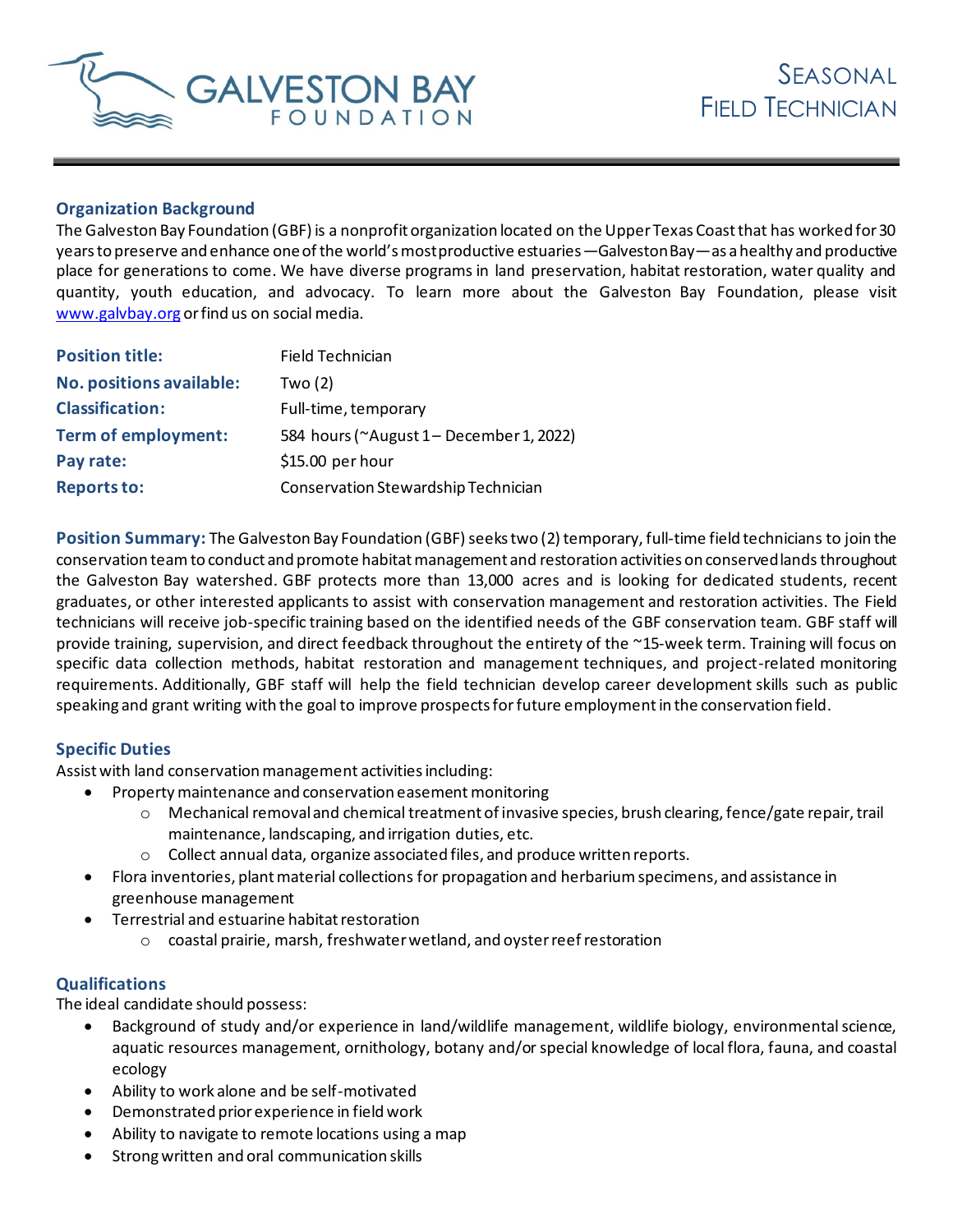# Galveston Bay Foundation

## Seasonal Field Technician

### Organization Background

The Galveston Bay Foundation (GBF) is a nonprofit organization located on the Upper Texas Coast that has worked for 30 years to preserve and enhance one of the world's most productive estuaries—Galveston Bay—as a healthy and productive place for generations to come. We have diverse programs in land preservation, habitat restoration, water quality and quantity, youth education, and advocacy. To learn more about the Galveston Bay Foundation, please visit www.galvbay.org or find us on social media.

| | |
|---|---|
| **Position title:** | Field Technician |
| **No. positions available:** | Two (2) |
| **Classification:** | Full-time, temporary |
| **Term of employment:** | 584 hours (~August 1 – December 1, 2022) |
| **Pay rate:** | $15.00 per hour |
| **Reports to:** | Conservation Stewardship Technician |

**Position Summary:** The Galveston Bay Foundation (GBF) seeks two (2) temporary, full-time field technicians to join the conservation team to conduct and promote habitat management and restoration activities on conserved lands throughout the Galveston Bay watershed. GBF protects more than 13,000 acres and is looking for dedicated students, recent graduates, or other interested applicants to assist with conservation management and restoration activities. The Field technicians will receive job-specific training based on the identified needs of the GBF conservation team. GBF staff will provide training, supervision, and direct feedback throughout the entirety of the ~15-week term. Training will focus on specific data collection methods, habitat restoration and management techniques, and project-related monitoring requirements. Additionally, GBF staff will help the field technician develop career development skills such as public speaking and grant writing with the goal to improve prospects for future employment in the conservation field.

### Specific Duties

Assist with land conservation management activities including:

- Property maintenance and conservation easement monitoring
  - Mechanical removal and chemical treatment of invasive species, brush clearing, fence/gate repair, trail maintenance, landscaping, and irrigation duties, etc.
  - Collect annual data, organize associated files, and produce written reports.
- Flora inventories, plant material collections for propagation and herbarium specimens, and assistance in greenhouse management
- Terrestrial and estuarine habitat restoration
  - coastal prairie, marsh, freshwater wetland, and oyster reef restoration

### Qualifications

The ideal candidate should possess:

- Background of study and/or experience in land/wildlife management, wildlife biology, environmental science, aquatic resources management, ornithology, botany and/or special knowledge of local flora, fauna, and coastal ecology
- Ability to work alone and be self-motivated
- Demonstrated prior experience in field work
- Ability to navigate to remote locations using a map
- Strong written and oral communication skills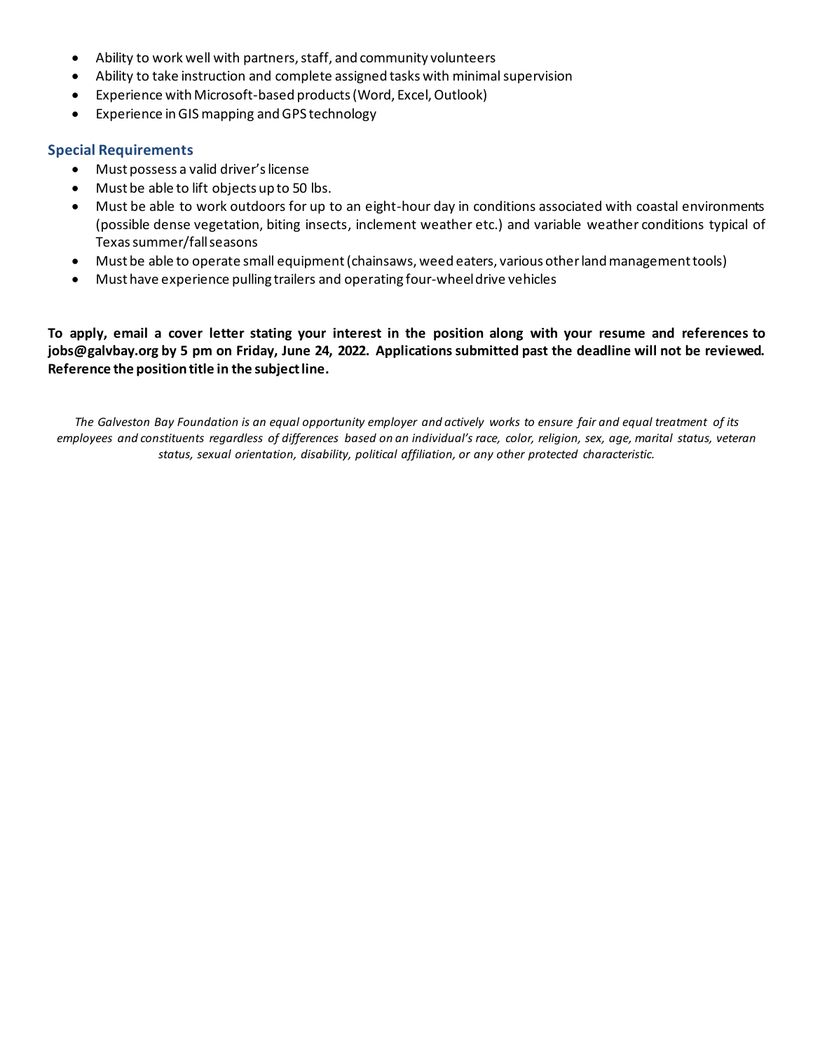- Ability to work well with partners, staff, and community volunteers
- Ability to take instruction and complete assigned tasks with minimal supervision
- Experience with Microsoft-based products (Word, Excel, Outlook)
- Experience in GIS mapping and GPS technology

### Special Requirements

- Must possess a valid driver's license
- Must be able to lift objects up to 50 lbs.
- Must be able to work outdoors for up to an eight-hour day in conditions associated with coastal environments (possible dense vegetation, biting insects, inclement weather etc.) and variable weather conditions typical of Texas summer/fall seasons
- Must be able to operate small equipment (chainsaws, weed eaters, various other land management tools)
- Must have experience pulling trailers and operating four-wheel drive vehicles

**To apply, email a cover letter stating your interest in the position along with your resume and references to jobs@galvbay.org by 5 pm on Friday, June 24, 2022. Applications submitted past the deadline will not be reviewed. Reference the position title in the subject line.**

*The Galveston Bay Foundation is an equal opportunity employer and actively works to ensure fair and equal treatment of its employees and constituents regardless of differences based on an individual's race, color, religion, sex, age, marital status, veteran status, sexual orientation, disability, political affiliation, or any other protected characteristic.*